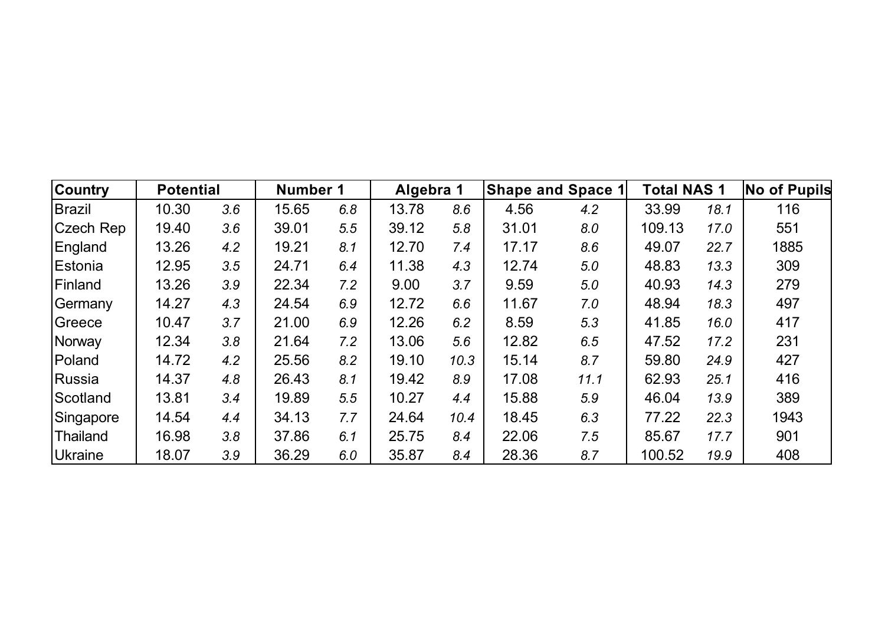| Country | Potential | | Number 1 | | Algebra 1 | | Shape and Space 1 | | Total NAS 1 | | No of Pupils |
|---|---|---|---|---|---|---|---|---|---|---|---|
| Brazil | 10.30 | *3.6* | 15.65 | *6.8* | 13.78 | *8.6* | 4.56 | *4.2* | 33.99 | *18.1* | 116 |
| Czech Rep | 19.40 | *3.6* | 39.01 | *5.5* | 39.12 | *5.8* | 31.01 | *8.0* | 109.13 | *17.0* | 551 |
| England | 13.26 | *4.2* | 19.21 | *8.1* | 12.70 | *7.4* | 17.17 | *8.6* | 49.07 | *22.7* | 1885 |
| Estonia | 12.95 | *3.5* | 24.71 | *6.4* | 11.38 | *4.3* | 12.74 | *5.0* | 48.83 | *13.3* | 309 |
| Finland | 13.26 | *3.9* | 22.34 | *7.2* | 9.00 | *3.7* | 9.59 | *5.0* | 40.93 | *14.3* | 279 |
| Germany | 14.27 | *4.3* | 24.54 | *6.9* | 12.72 | *6.6* | 11.67 | *7.0* | 48.94 | *18.3* | 497 |
| Greece | 10.47 | *3.7* | 21.00 | *6.9* | 12.26 | *6.2* | 8.59 | *5.3* | 41.85 | *16.0* | 417 |
| Norway | 12.34 | *3.8* | 21.64 | *7.2* | 13.06 | *5.6* | 12.82 | *6.5* | 47.52 | *17.2* | 231 |
| Poland | 14.72 | *4.2* | 25.56 | *8.2* | 19.10 | *10.3* | 15.14 | *8.7* | 59.80 | *24.9* | 427 |
| Russia | 14.37 | *4.8* | 26.43 | *8.1* | 19.42 | *8.9* | 17.08 | *11.1* | 62.93 | *25.1* | 416 |
| Scotland | 13.81 | *3.4* | 19.89 | *5.5* | 10.27 | *4.4* | 15.88 | *5.9* | 46.04 | *13.9* | 389 |
| Singapore | 14.54 | *4.4* | 34.13 | *7.7* | 24.64 | *10.4* | 18.45 | *6.3* | 77.22 | *22.3* | 1943 |
| Thailand | 16.98 | *3.8* | 37.86 | *6.1* | 25.75 | *8.4* | 22.06 | *7.5* | 85.67 | *17.7* | 901 |
| Ukraine | 18.07 | *3.9* | 36.29 | *6.0* | 35.87 | *8.4* | 28.36 | *8.7* | 100.52 | *19.9* | 408 |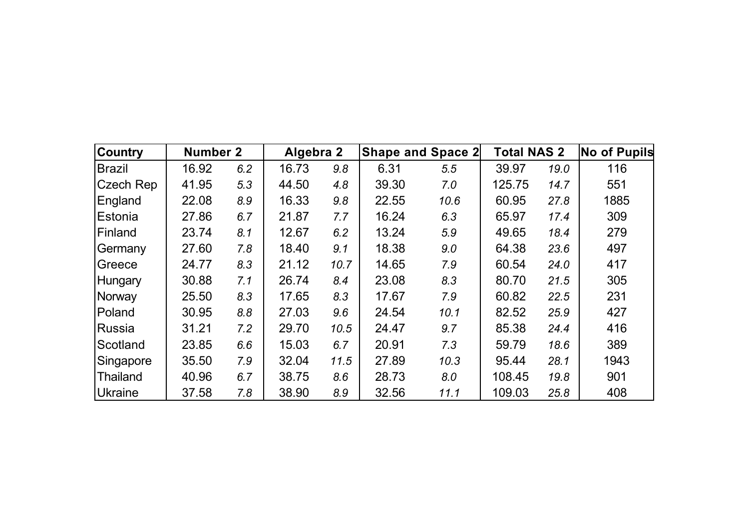| Country | Number 2 | | Algebra 2 | | Shape and Space 2 | | Total NAS 2 | | No of Pupils |
|---|---|---|---|---|---|---|---|---|---|
| Brazil | 16.92 | *6.2* | 16.73 | *9.8* | 6.31 | *5.5* | 39.97 | *19.0* | 116 |
| Czech Rep | 41.95 | *5.3* | 44.50 | *4.8* | 39.30 | *7.0* | 125.75 | *14.7* | 551 |
| England | 22.08 | *8.9* | 16.33 | *9.8* | 22.55 | *10.6* | 60.95 | *27.8* | 1885 |
| Estonia | 27.86 | *6.7* | 21.87 | *7.7* | 16.24 | *6.3* | 65.97 | *17.4* | 309 |
| Finland | 23.74 | *8.1* | 12.67 | *6.2* | 13.24 | *5.9* | 49.65 | *18.4* | 279 |
| Germany | 27.60 | *7.8* | 18.40 | *9.1* | 18.38 | *9.0* | 64.38 | *23.6* | 497 |
| Greece | 24.77 | *8.3* | 21.12 | *10.7* | 14.65 | *7.9* | 60.54 | *24.0* | 417 |
| Hungary | 30.88 | *7.1* | 26.74 | *8.4* | 23.08 | *8.3* | 80.70 | *21.5* | 305 |
| Norway | 25.50 | *8.3* | 17.65 | *8.3* | 17.67 | *7.9* | 60.82 | *22.5* | 231 |
| Poland | 30.95 | *8.8* | 27.03 | *9.6* | 24.54 | *10.1* | 82.52 | *25.9* | 427 |
| Russia | 31.21 | *7.2* | 29.70 | *10.5* | 24.47 | *9.7* | 85.38 | *24.4* | 416 |
| Scotland | 23.85 | *6.6* | 15.03 | *6.7* | 20.91 | *7.3* | 59.79 | *18.6* | 389 |
| Singapore | 35.50 | *7.9* | 32.04 | *11.5* | 27.89 | *10.3* | 95.44 | *28.1* | 1943 |
| Thailand | 40.96 | *6.7* | 38.75 | *8.6* | 28.73 | *8.0* | 108.45 | *19.8* | 901 |
| Ukraine | 37.58 | *7.8* | 38.90 | *8.9* | 32.56 | *11.1* | 109.03 | *25.8* | 408 |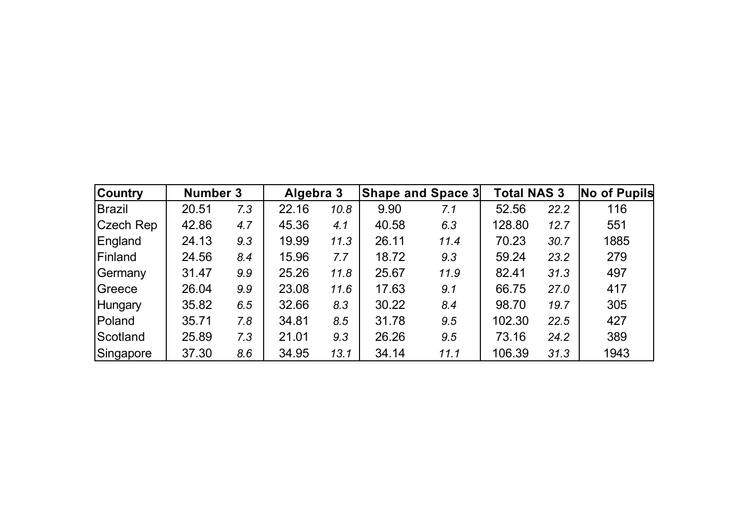| Country | Number 3 | | Algebra 3 | | Shape and Space 3 | | Total NAS 3 | | No of Pupils |
|---|---|---|---|---|---|---|---|---|---|
| Brazil | 20.51 | *7.3* | 22.16 | *10.8* | 9.90 | *7.1* | 52.56 | *22.2* | 116 |
| Czech Rep | 42.86 | *4.7* | 45.36 | *4.1* | 40.58 | *6.3* | 128.80 | *12.7* | 551 |
| England | 24.13 | *9.3* | 19.99 | *11.3* | 26.11 | *11.4* | 70.23 | *30.7* | 1885 |
| Finland | 24.56 | *8.4* | 15.96 | *7.7* | 18.72 | *9.3* | 59.24 | *23.2* | 279 |
| Germany | 31.47 | *9.9* | 25.26 | *11.8* | 25.67 | *11.9* | 82.41 | *31.3* | 497 |
| Greece | 26.04 | *9.9* | 23.08 | *11.6* | 17.63 | *9.1* | 66.75 | *27.0* | 417 |
| Hungary | 35.82 | *6.5* | 32.66 | *8.3* | 30.22 | *8.4* | 98.70 | *19.7* | 305 |
| Poland | 35.71 | *7.8* | 34.81 | *8.5* | 31.78 | *9.5* | 102.30 | *22.5* | 427 |
| Scotland | 25.89 | *7.3* | 21.01 | *9.3* | 26.26 | *9.5* | 73.16 | *24.2* | 389 |
| Singapore | 37.30 | *8.6* | 34.95 | *13.1* | 34.14 | *11.1* | 106.39 | *31.3* | 1943 |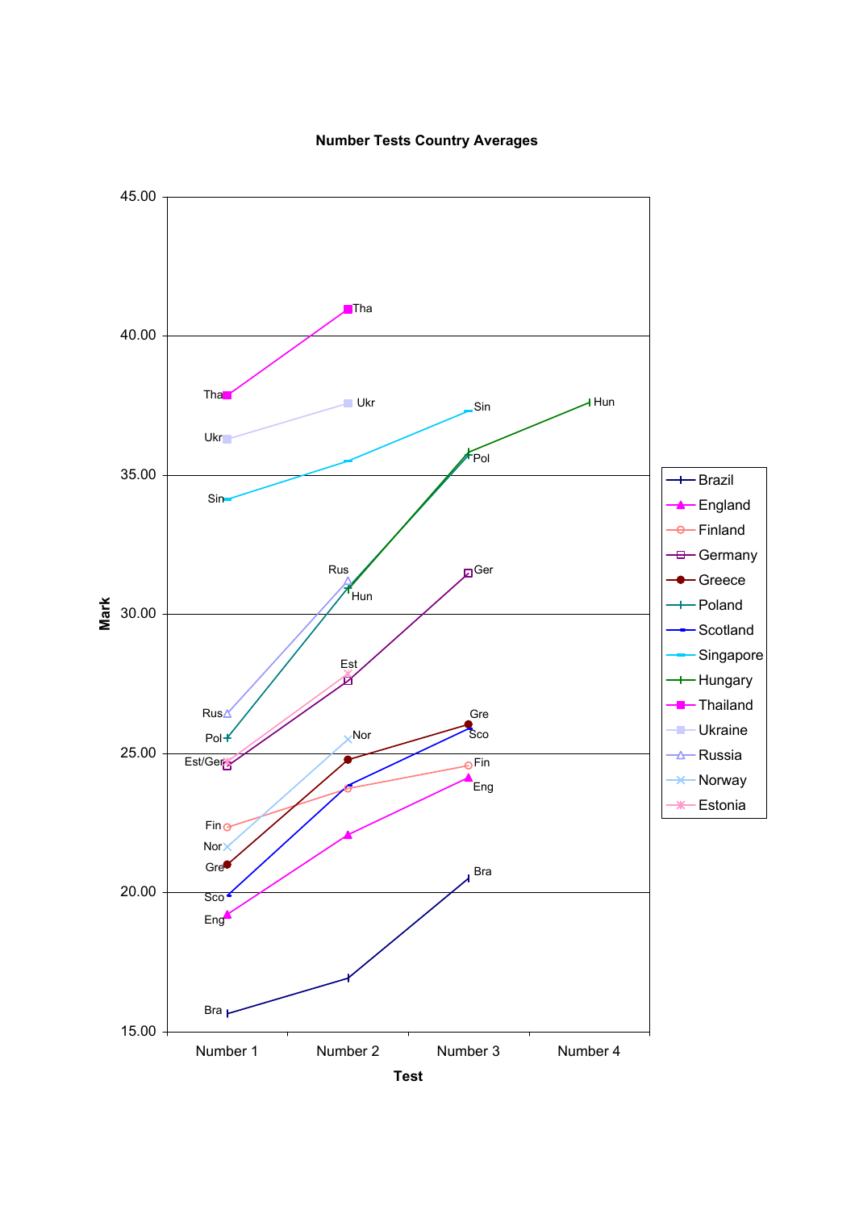**Number Tests Country Averages**

| Country | Number 1 | Number 2 | Number 3 | Number 4 |
|---|---|---|---|---|
| Brazil | 15.7 | 16.9 | 20.5 | |
| England | 19.2 | 22.1 | 24.1 | |
| Finland | 22.3 | 23.8 | 24.6 | |
| Germany | 24.5 | 27.6 | 31.5 | |
| Greece | 21.0 | 24.8 | 26.0 | |
| Poland | 25.6 | 30.9 | 35.7 | |
| Scotland | 19.9 | 23.8 | 25.9 | |
| Singapore | 34.1 | 35.5 | 37.3 | |
| Hungary | | 30.9 | 35.8 | 37.6 |
| Thailand | 37.8 | 41.0 | | |
| Ukraine | 36.3 | 37.6 | | |
| Russia | 26.4 | 31.2 | | |
| Norway | 21.6 | 25.5 | | |
| Estonia | 24.7 | 27.8 | | |

Mark (y-axis, 15.00 to 45.00) vs. Test (x-axis: Number 1, Number 2, Number 3, Number 4). Values are approximate readings from the chart.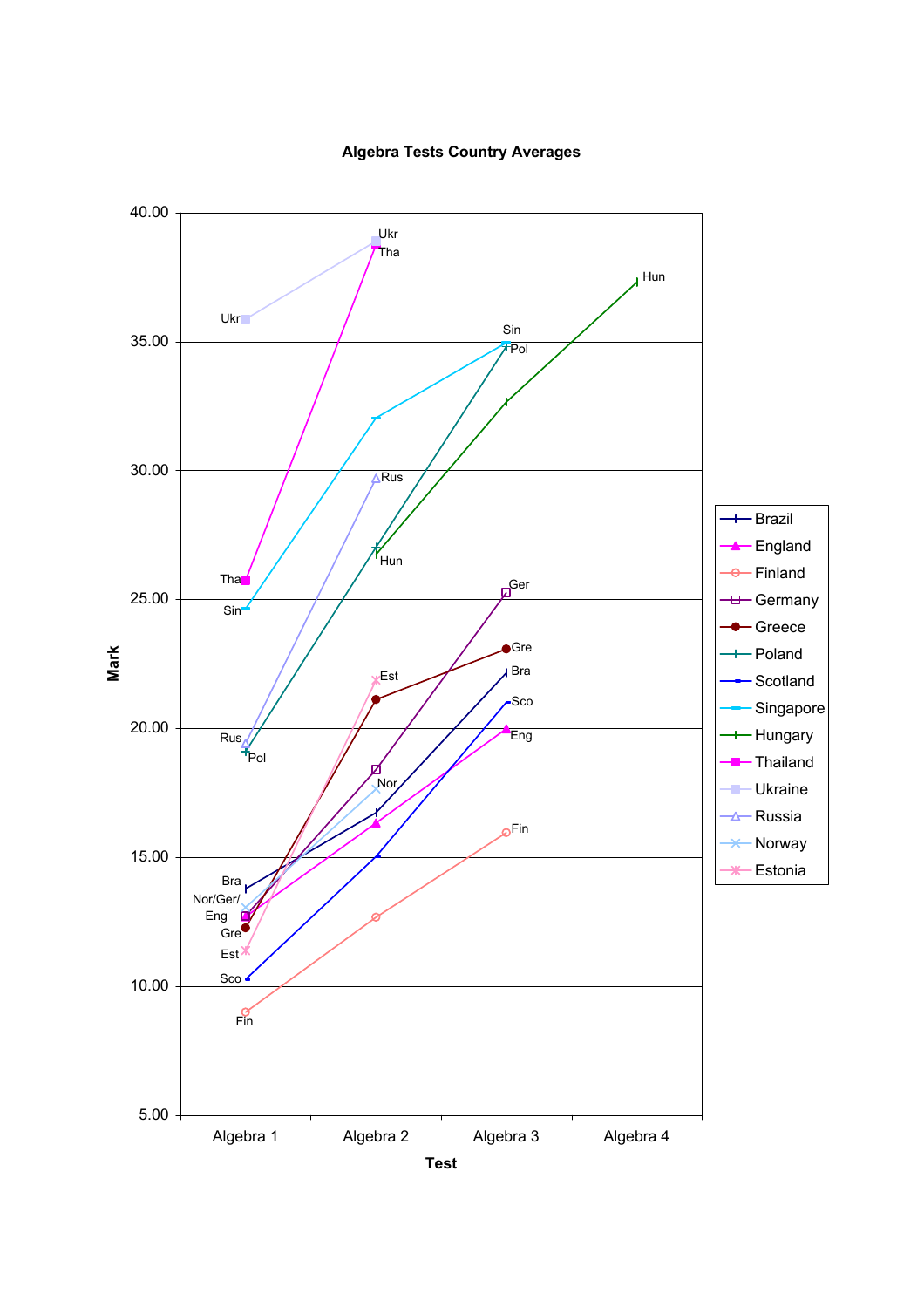**Algebra Tests Country Averages**

Mark

40.00
35.00
30.00
25.00
20.00
15.00
10.00
5.00

Algebra 1 | Algebra 2 | Algebra 3 | Algebra 4

Test

Ukr, Tha, Hun, Sin, Pol, Rus, Ger, Gre, Bra, Sco, Eng, Est, Nor, Fin, Nor/Ger/Eng

Legend: Brazil, England, Finland, Germany, Greece, Poland, Scotland, Singapore, Hungary, Thailand, Ukraine, Russia, Norway, Estonia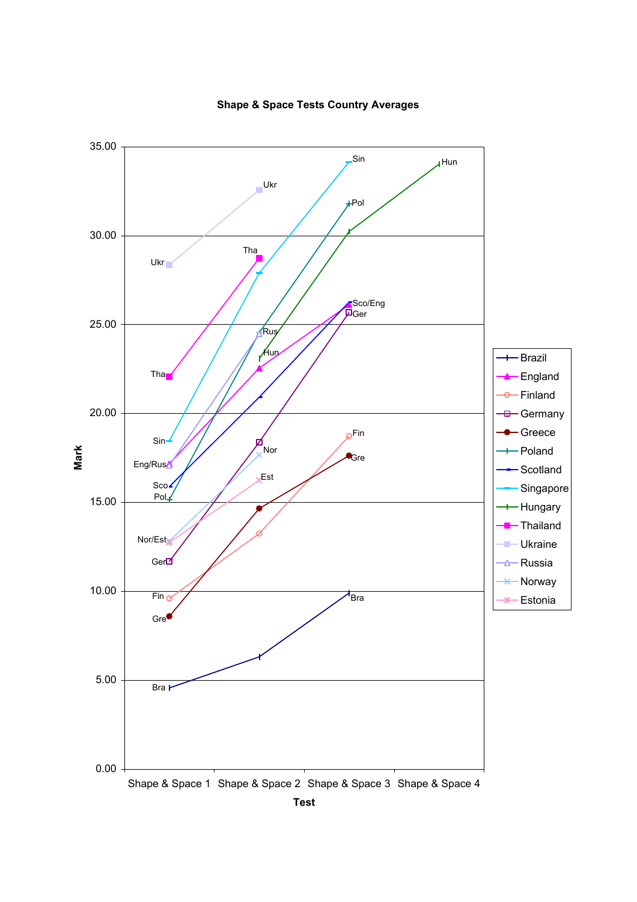**Shape & Space Tests Country Averages**

Mark (y-axis): 0.00, 5.00, 10.00, 15.00, 20.00, 25.00, 30.00, 35.00

Test (x-axis): Shape & Space 1, Shape & Space 2, Shape & Space 3, Shape & Space 4

Legend: Brazil, England, Finland, Germany, Greece, Poland, Scotland, Singapore, Hungary, Thailand, Ukraine, Russia, Norway, Estonia

Point labels:

- Shape & Space 1: Ukr, Tha, Sin, Eng/Rus, Sco, Pol, Nor/Est, Ger, Fin, Gre, Bra
- Shape & Space 2: Ukr, Tha, Rus, Hun, Nor, Est
- Shape & Space 3: Sin, Pol, Sco/Eng, Ger, Fin, Gre, Bra
- Shape & Space 4: Hun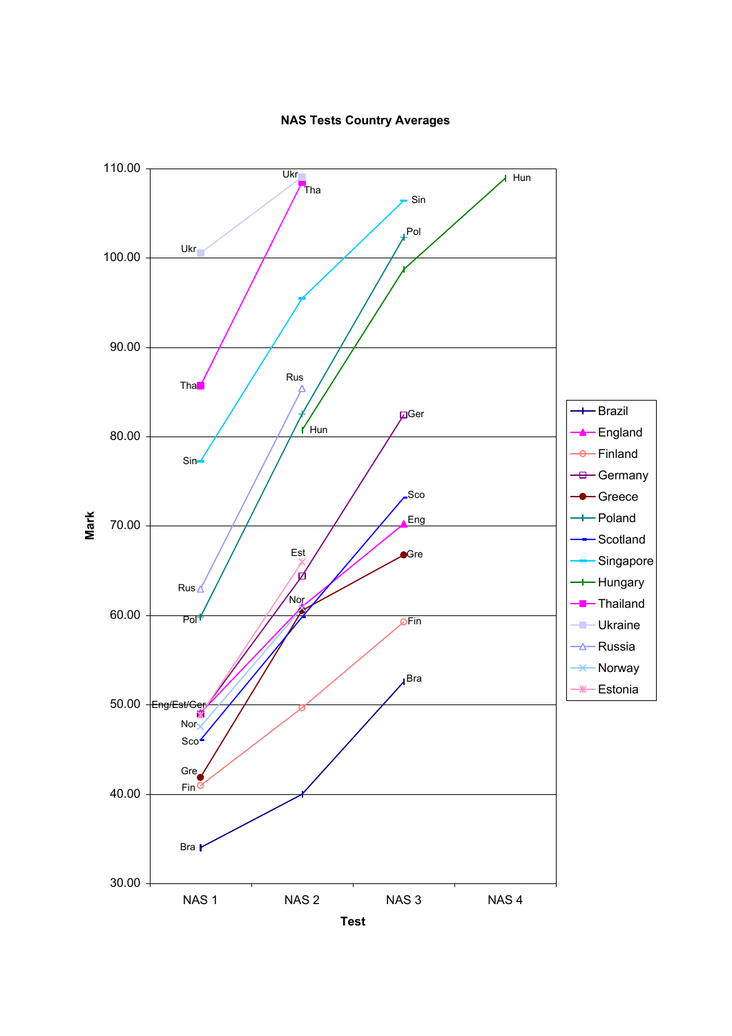NAS Tests Country Averages

Mark

110.00
100.00
90.00
80.00
70.00
60.00
50.00
40.00
30.00

NAS 1
NAS 2
NAS 3
NAS 4

Test

Ukr
Tha
Sin
Rus
Pol
Eng/Est/Ger
Nor
Sco
Gre
Fin
Bra
Ukr
Tha
Rus
Hun
Est
Nor
Sin
Pol
Ger
Sco
Eng
Gre
Fin
Bra
Hun

Brazil
England
Finland
Germany
Greece
Poland
Scotland
Singapore
Hungary
Thailand
Ukraine
Russia
Norway
Estonia